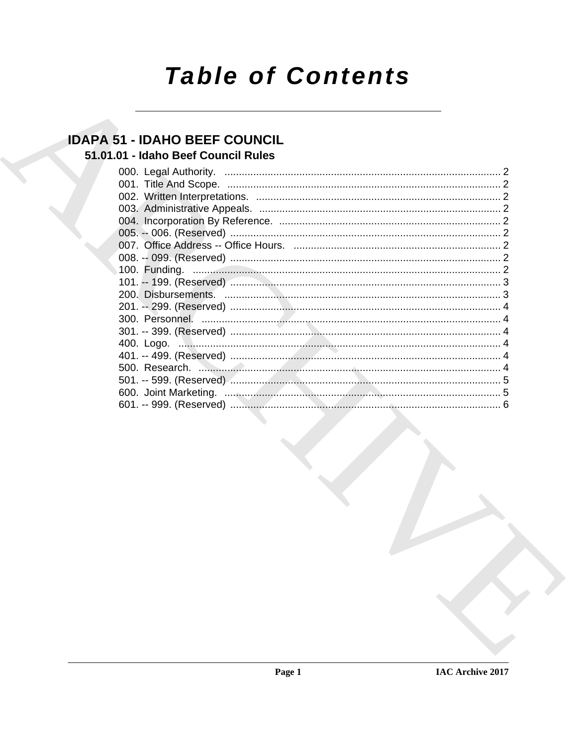# Table of Contents

## IDAPA 51 - IDAHO BEEF COUNCIL

### 51.01.01 - Idaho Beef Council Rules

000. Legal Authority. ..... 2
001. Title And Scope. ..... 2
002. Written Interpretations. ..... 2
003. Administrative Appeals. ..... 2
004. Incorporation By Reference. ..... 2
005. -- 006. (Reserved) ..... 2
007. Office Address -- Office Hours. ..... 2
008. -- 099. (Reserved) ..... 2
100. Funding. ..... 2
101. -- 199. (Reserved) ..... 3
200. Disbursements. ..... 3
201. -- 299. (Reserved) ..... 4
300. Personnel. ..... 4
301. -- 399. (Reserved) ..... 4
400. Logo. ..... 4
401. -- 499. (Reserved) ..... 4
500. Research. ..... 4
501. -- 599. (Reserved) ..... 5
600. Joint Marketing. ..... 5
601. -- 999. (Reserved) ..... 6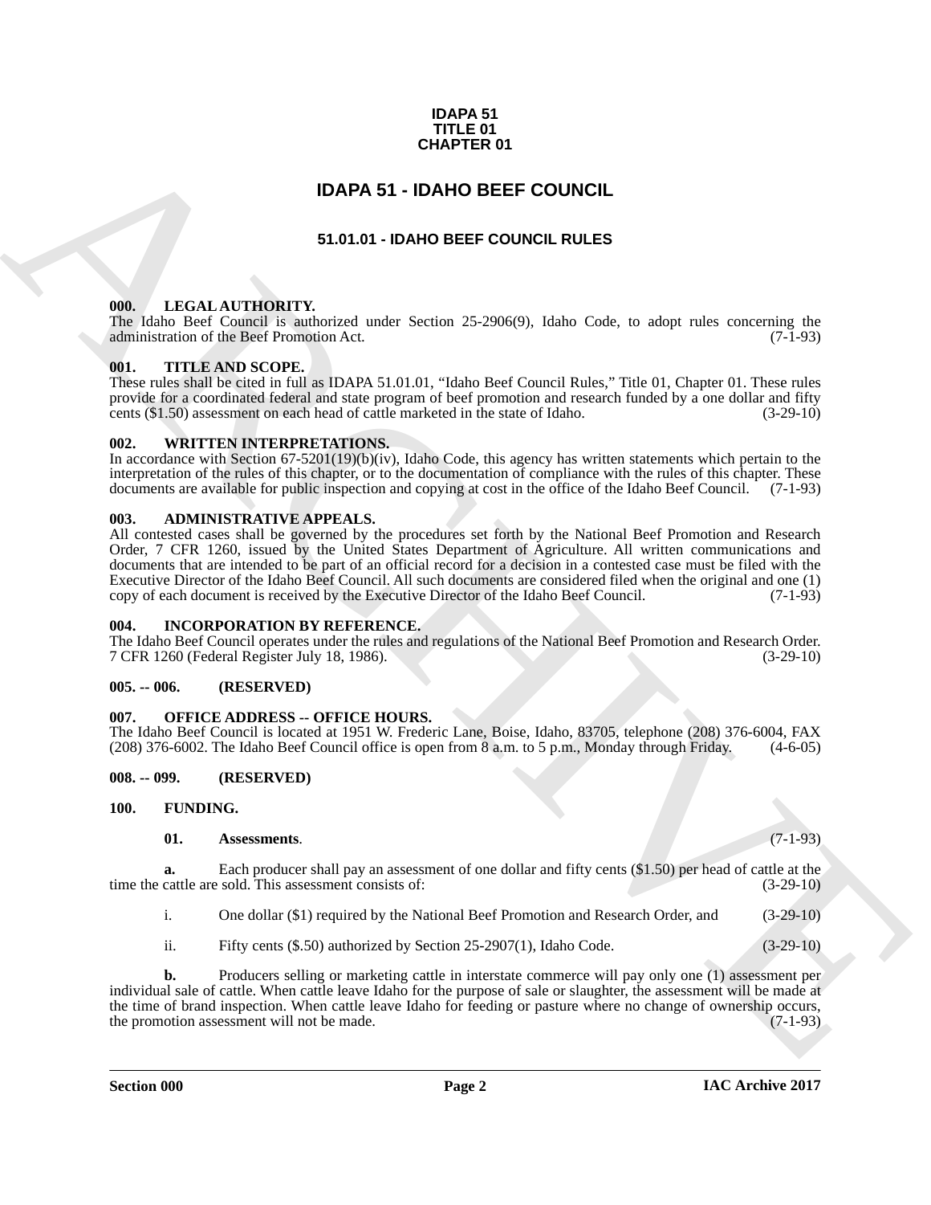**IDAPA 51**
**TITLE 01**
**CHAPTER 01**

# IDAPA 51 - IDAHO BEEF COUNCIL

## 51.01.01 - IDAHO BEEF COUNCIL RULES

### 000. LEGAL AUTHORITY.

The Idaho Beef Council is authorized under Section 25-2906(9), Idaho Code, to adopt rules concerning the administration of the Beef Promotion Act. (7-1-93)

### 001. TITLE AND SCOPE.

These rules shall be cited in full as IDAPA 51.01.01, "Idaho Beef Council Rules," Title 01, Chapter 01. These rules provide for a coordinated federal and state program of beef promotion and research funded by a one dollar and fifty cents ($1.50) assessment on each head of cattle marketed in the state of Idaho. (3-29-10)

### 002. WRITTEN INTERPRETATIONS.

In accordance with Section 67-5201(19)(b)(iv), Idaho Code, this agency has written statements which pertain to the interpretation of the rules of this chapter, or to the documentation of compliance with the rules of this chapter. These documents are available for public inspection and copying at cost in the office of the Idaho Beef Council. (7-1-93)

### 003. ADMINISTRATIVE APPEALS.

All contested cases shall be governed by the procedures set forth by the National Beef Promotion and Research Order, 7 CFR 1260, issued by the United States Department of Agriculture. All written communications and documents that are intended to be part of an official record for a decision in a contested case must be filed with the Executive Director of the Idaho Beef Council. All such documents are considered filed when the original and one (1) copy of each document is received by the Executive Director of the Idaho Beef Council. (7-1-93)

### 004. INCORPORATION BY REFERENCE.

The Idaho Beef Council operates under the rules and regulations of the National Beef Promotion and Research Order. 7 CFR 1260 (Federal Register July 18, 1986). (3-29-10)

### 005. -- 006. (RESERVED)

### 007. OFFICE ADDRESS -- OFFICE HOURS.

The Idaho Beef Council is located at 1951 W. Frederic Lane, Boise, Idaho, 83705, telephone (208) 376-6004, FAX (208) 376-6002. The Idaho Beef Council office is open from 8 a.m. to 5 p.m., Monday through Friday. (4-6-05)

### 008. -- 099. (RESERVED)

### 100. FUNDING.

**01. Assessments**. (7-1-93)

**a.** Each producer shall pay an assessment of one dollar and fifty cents ($1.50) per head of cattle at the time the cattle are sold. This assessment consists of: (3-29-10)

i. One dollar ($1) required by the National Beef Promotion and Research Order, and (3-29-10)

ii. Fifty cents ($.50) authorized by Section 25-2907(1), Idaho Code. (3-29-10)

**b.** Producers selling or marketing cattle in interstate commerce will pay only one (1) assessment per individual sale of cattle. When cattle leave Idaho for the purpose of sale or slaughter, the assessment will be made at the time of brand inspection. When cattle leave Idaho for feeding or pasture where no change of ownership occurs, the promotion assessment will not be made. (7-1-93)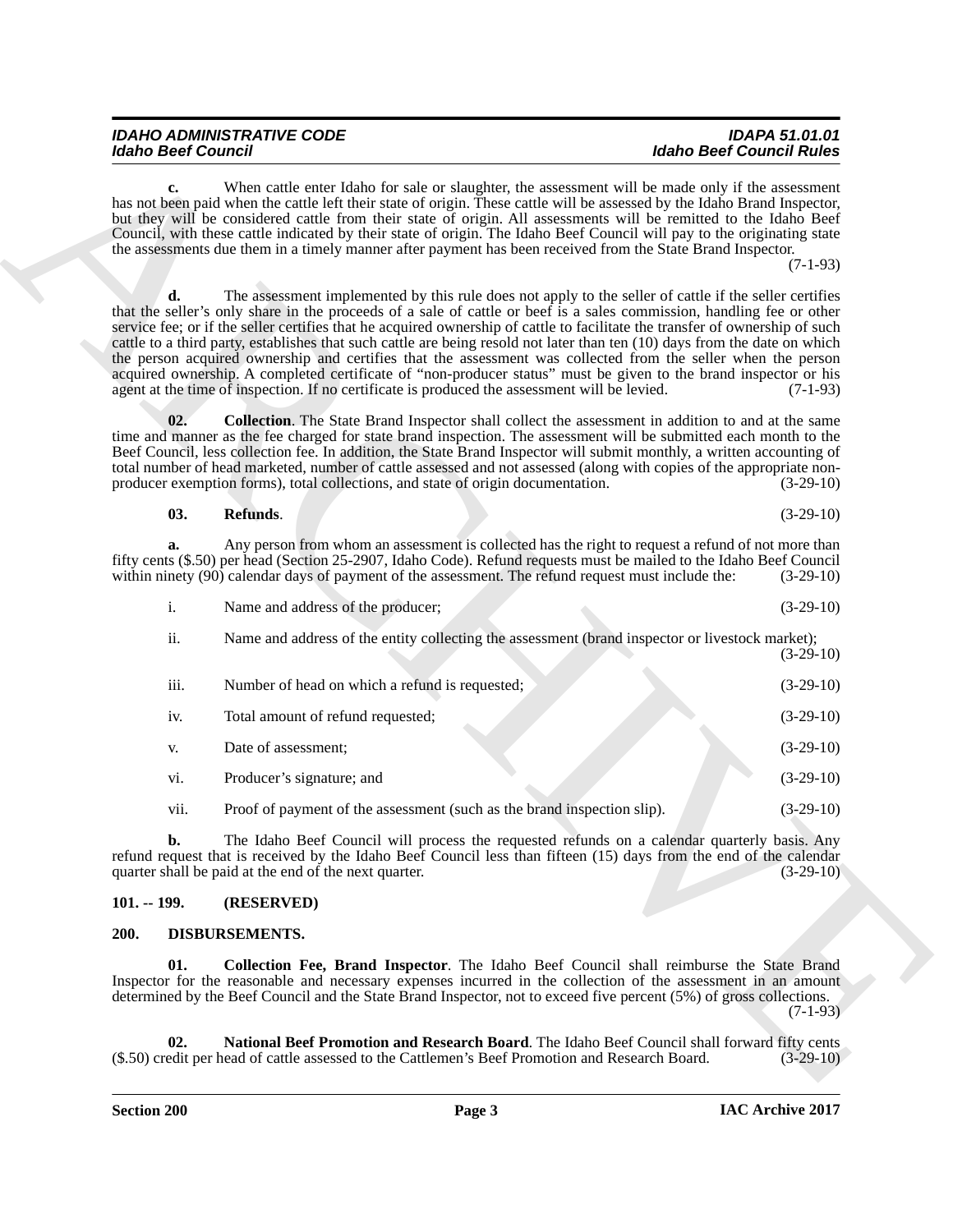**c.** When cattle enter Idaho for sale or slaughter, the assessment will be made only if the assessment has not been paid when the cattle left their state of origin. These cattle will be assessed by the Idaho Brand Inspector, but they will be considered cattle from their state of origin. All assessments will be remitted to the Idaho Beef Council, with these cattle indicated by their state of origin. The Idaho Beef Council will pay to the originating state the assessments due them in a timely manner after payment has been received from the State Brand Inspector. (7-1-93)

**d.** The assessment implemented by this rule does not apply to the seller of cattle if the seller certifies that the seller's only share in the proceeds of a sale of cattle or beef is a sales commission, handling fee or other service fee; or if the seller certifies that he acquired ownership of cattle to facilitate the transfer of ownership of such cattle to a third party, establishes that such cattle are being resold not later than ten (10) days from the date on which the person acquired ownership and certifies that the assessment was collected from the seller when the person acquired ownership. A completed certificate of "non-producer status" must be given to the brand inspector or his agent at the time of inspection. If no certificate is produced the assessment will be levied. (7-1-93)

**02. Collection**. The State Brand Inspector shall collect the assessment in addition to and at the same time and manner as the fee charged for state brand inspection. The assessment will be submitted each month to the Beef Council, less collection fee. In addition, the State Brand Inspector will submit monthly, a written accounting of total number of head marketed, number of cattle assessed and not assessed (along with copies of the appropriate non-producer exemption forms), total collections, and state of origin documentation. (3-29-10)

**03. Refunds**. (3-29-10)

**a.** Any person from whom an assessment is collected has the right to request a refund of not more than fifty cents ($.50) per head (Section 25-2907, Idaho Code). Refund requests must be mailed to the Idaho Beef Council within ninety (90) calendar days of payment of the assessment. The refund request must include the: (3-29-10)

i. Name and address of the producer; (3-29-10)

ii. Name and address of the entity collecting the assessment (brand inspector or livestock market); (3-29-10)

iii. Number of head on which a refund is requested; (3-29-10)

iv. Total amount of refund requested; (3-29-10)

v. Date of assessment; (3-29-10)

vi. Producer's signature; and (3-29-10)

vii. Proof of payment of the assessment (such as the brand inspection slip). (3-29-10)

**b.** The Idaho Beef Council will process the requested refunds on a calendar quarterly basis. Any refund request that is received by the Idaho Beef Council less than fifteen (15) days from the end of the calendar quarter shall be paid at the end of the next quarter. (3-29-10)

## 101. -- 199. (RESERVED)

## 200. DISBURSEMENTS.

**01. Collection Fee, Brand Inspector**. The Idaho Beef Council shall reimburse the State Brand Inspector for the reasonable and necessary expenses incurred in the collection of the assessment in an amount determined by the Beef Council and the State Brand Inspector, not to exceed five percent (5%) of gross collections. (7-1-93)

**02. National Beef Promotion and Research Board**. The Idaho Beef Council shall forward fifty cents ($.50) credit per head of cattle assessed to the Cattlemen's Beef Promotion and Research Board. (3-29-10)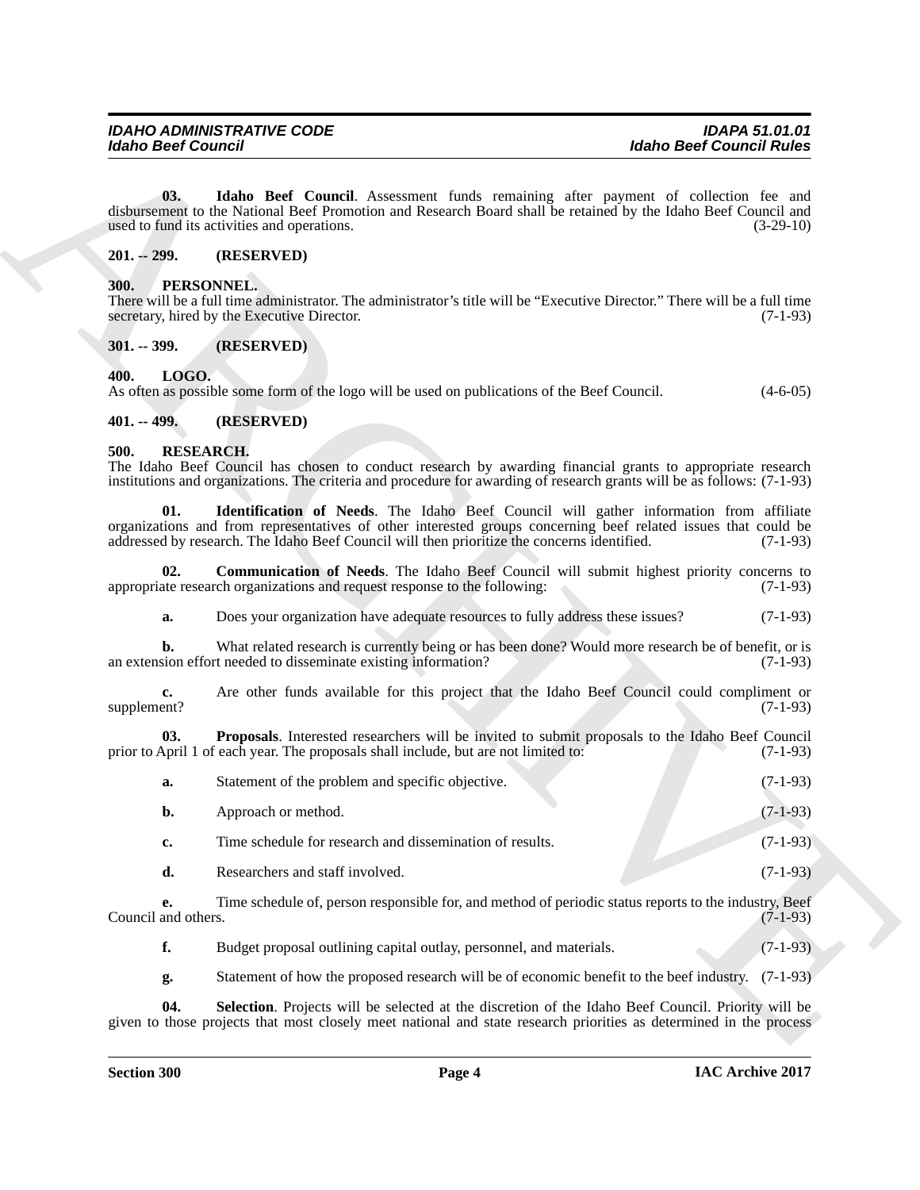**03. Idaho Beef Council**. Assessment funds remaining after payment of collection fee and disbursement to the National Beef Promotion and Research Board shall be retained by the Idaho Beef Council and used to fund its activities and operations. (3-29-10)

## 201. -- 299. (RESERVED)

## 300. PERSONNEL.

There will be a full time administrator. The administrator's title will be "Executive Director." There will be a full time secretary, hired by the Executive Director. (7-1-93)

## 301. -- 399. (RESERVED)

## 400. LOGO.

As often as possible some form of the logo will be used on publications of the Beef Council. (4-6-05)

## 401. -- 499. (RESERVED)

## 500. RESEARCH.

The Idaho Beef Council has chosen to conduct research by awarding financial grants to appropriate research institutions and organizations. The criteria and procedure for awarding of research grants will be as follows: (7-1-93)

**01. Identification of Needs**. The Idaho Beef Council will gather information from affiliate organizations and from representatives of other interested groups concerning beef related issues that could be addressed by research. The Idaho Beef Council will then prioritize the concerns identified. (7-1-93)

**02. Communication of Needs**. The Idaho Beef Council will submit highest priority concerns to appropriate research organizations and request response to the following: (7-1-93)

**a.** Does your organization have adequate resources to fully address these issues? (7-1-93)

**b.** What related research is currently being or has been done? Would more research be of benefit, or is an extension effort needed to disseminate existing information? (7-1-93)

**c.** Are other funds available for this project that the Idaho Beef Council could compliment or supplement? (7-1-93)

**03. Proposals**. Interested researchers will be invited to submit proposals to the Idaho Beef Council prior to April 1 of each year. The proposals shall include, but are not limited to: (7-1-93)

**a.** Statement of the problem and specific objective. (7-1-93)

**b.** Approach or method. (7-1-93)

**c.** Time schedule for research and dissemination of results. (7-1-93)

**d.** Researchers and staff involved. (7-1-93)

**e.** Time schedule of, person responsible for, and method of periodic status reports to the industry, Beef Council and others. (7-1-93)

**f.** Budget proposal outlining capital outlay, personnel, and materials. (7-1-93)

**g.** Statement of how the proposed research will be of economic benefit to the beef industry. (7-1-93)

**04. Selection**. Projects will be selected at the discretion of the Idaho Beef Council. Priority will be given to those projects that most closely meet national and state research priorities as determined in the process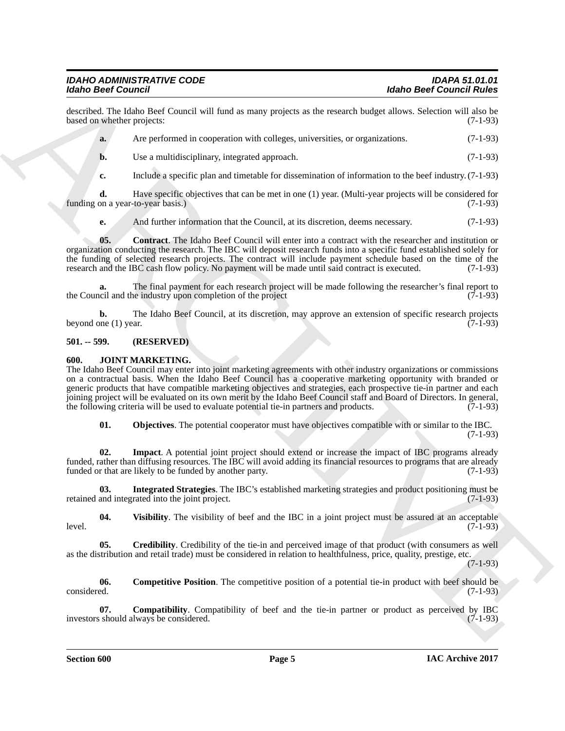described. The Idaho Beef Council will fund as many projects as the research budget allows. Selection will also be based on whether projects: (7-1-93)

**a.** Are performed in cooperation with colleges, universities, or organizations. (7-1-93)

**b.** Use a multidisciplinary, integrated approach. (7-1-93)

**c.** Include a specific plan and timetable for dissemination of information to the beef industry. (7-1-93)

**d.** Have specific objectives that can be met in one (1) year. (Multi-year projects will be considered for funding on a year-to-year basis.) (7-1-93)

**e.** And further information that the Council, at its discretion, deems necessary. (7-1-93)

**05. Contract**. The Idaho Beef Council will enter into a contract with the researcher and institution or organization conducting the research. The IBC will deposit research funds into a specific fund established solely for the funding of selected research projects. The contract will include payment schedule based on the time of the research and the IBC cash flow policy. No payment will be made until said contract is executed. (7-1-93)

**a.** The final payment for each research project will be made following the researcher's final report to the Council and the industry upon completion of the project (7-1-93)

**b.** The Idaho Beef Council, at its discretion, may approve an extension of specific research projects beyond one (1) year. (7-1-93)

**501. -- 599. (RESERVED)**

**600. JOINT MARKETING.**

The Idaho Beef Council may enter into joint marketing agreements with other industry organizations or commissions on a contractual basis. When the Idaho Beef Council has a cooperative marketing opportunity with branded or generic products that have compatible marketing objectives and strategies, each prospective tie-in partner and each joining project will be evaluated on its own merit by the Idaho Beef Council staff and Board of Directors. In general, the following criteria will be used to evaluate potential tie-in partners and products. (7-1-93)

**01. Objectives**. The potential cooperator must have objectives compatible with or similar to the IBC. (7-1-93)

**02. Impact**. A potential joint project should extend or increase the impact of IBC programs already funded, rather than diffusing resources. The IBC will avoid adding its financial resources to programs that are already funded or that are likely to be funded by another party. (7-1-93)

**03. Integrated Strategies**. The IBC's established marketing strategies and product positioning must be retained and integrated into the joint project. (7-1-93)

**04. Visibility**. The visibility of beef and the IBC in a joint project must be assured at an acceptable level. (7-1-93)

**05. Credibility**. Credibility of the tie-in and perceived image of that product (with consumers as well as the distribution and retail trade) must be considered in relation to healthfulness, price, quality, prestige, etc. (7-1-93)

**06. Competitive Position**. The competitive position of a potential tie-in product with beef should be considered. (7-1-93)

**07. Compatibility**. Compatibility of beef and the tie-in partner or product as perceived by IBC investors should always be considered. (7-1-93)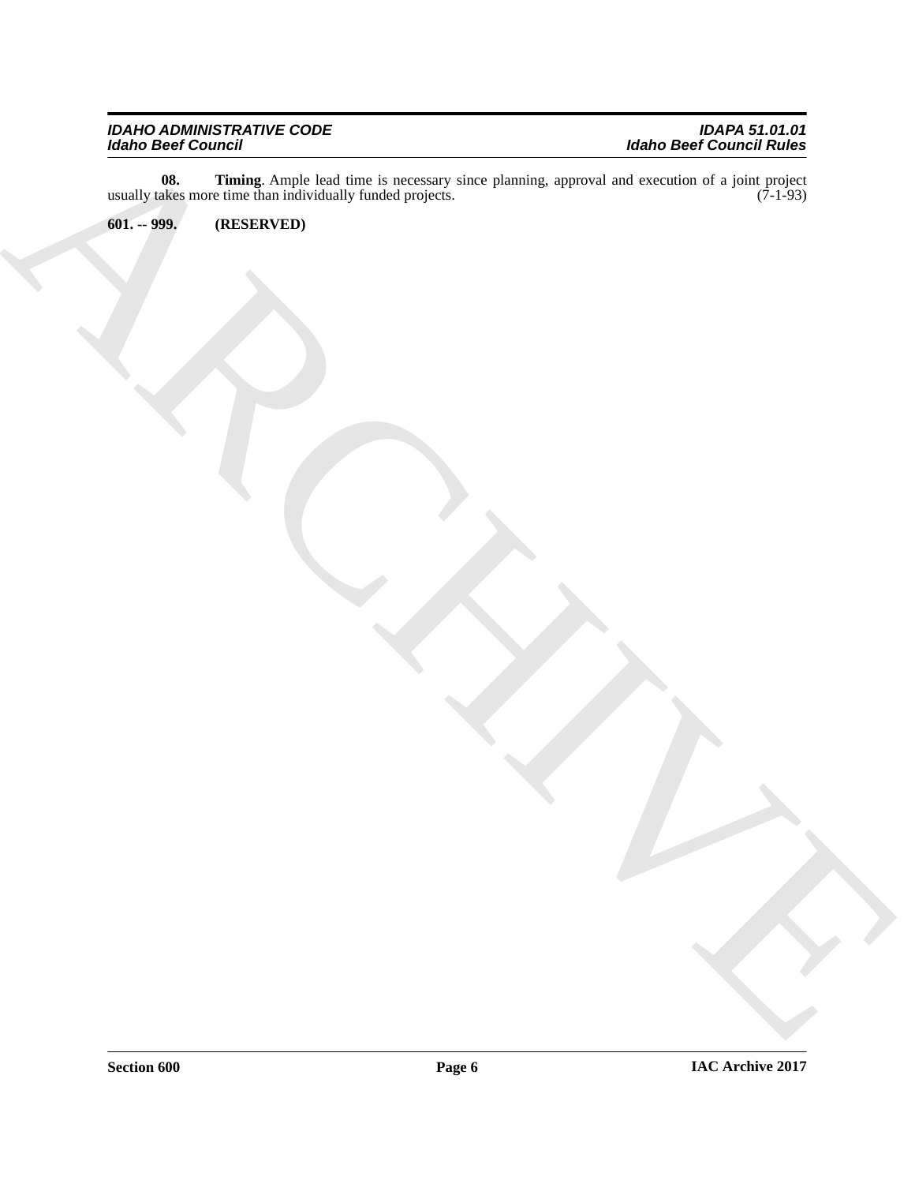**08. Timing**. Ample lead time is necessary since planning, approval and execution of a joint project usually takes more time than individually funded projects. (7-1-93)

**601. -- 999. (RESERVED)**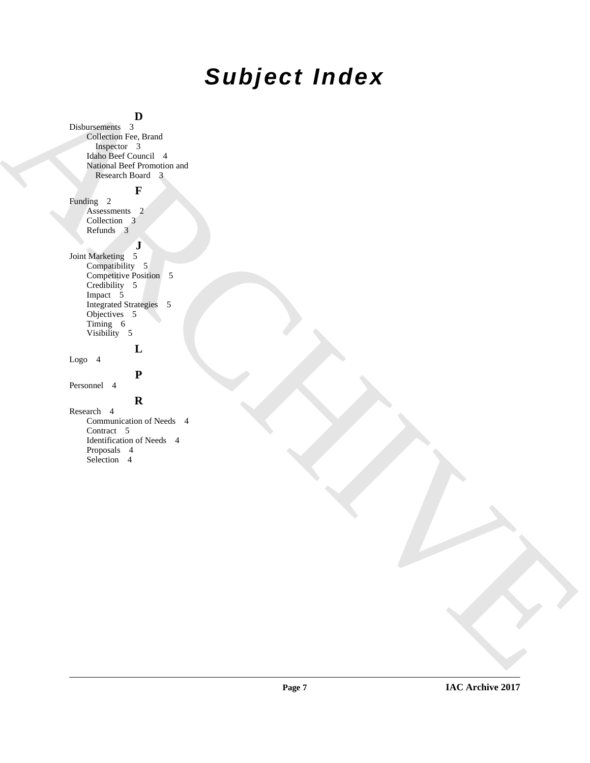# *Subject Index*

**D**

Disbursements 3
- Collection Fee, Brand Inspector 3
- Idaho Beef Council 4
- National Beef Promotion and Research Board 3

**F**

Funding 2
- Assessments 2
- Collection 3
- Refunds 3

**J**

Joint Marketing 5
- Compatibility 5
- Competitive Position 5
- Credibility 5
- Impact 5
- Integrated Strategies 5
- Objectives 5
- Timing 6
- Visibility 5

**L**

Logo 4

**P**

Personnel 4

**R**

Research 4
- Communication of Needs 4
- Contract 5
- Identification of Needs 4
- Proposals 4
- Selection 4